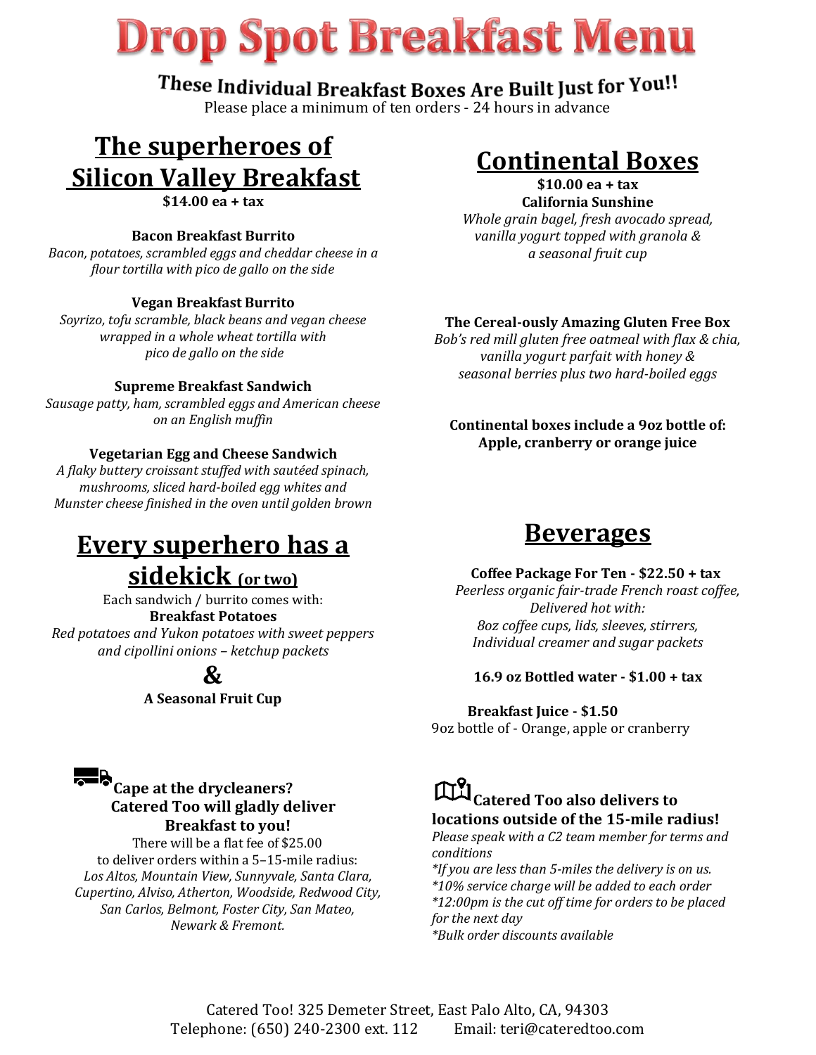# Drop Spot Breakfast Menu

**These Individual Breakfast Boxes Are Built Just for You!!**

Please place a minimum of ten orders - 24 hours in advance

## The superheroes of Silicon Valley Breakfast

**$14.00 ea + tax**

**Bacon Breakfast Burrito**

*Bacon, potatoes, scrambled eggs and cheddar cheese in a flour tortilla with pico de gallo on the side*

**Vegan Breakfast Burrito**

*Soyrizo, tofu scramble, black beans and vegan cheese wrapped in a whole wheat tortilla with pico de gallo on the side*

**Supreme Breakfast Sandwich**

*Sausage patty, ham, scrambled eggs and American cheese on an English muffin*

**Vegetarian Egg and Cheese Sandwich**

*A flaky buttery croissant stuffed with sautéed spinach, mushrooms, sliced hard-boiled egg whites and Munster cheese finished in the oven until golden brown*

## Every superhero has a sidekick (or two)

Each sandwich / burrito comes with:

**Breakfast Potatoes**

*Red potatoes and Yukon potatoes with sweet peppers and cipollini onions – ketchup packets*

**&**

**A Seasonal Fruit Cup**

**Cape at the drycleaners? Catered Too will gladly deliver Breakfast to you!**

There will be a flat fee of $25.00 to deliver orders within a 5–15-mile radius:

*Los Altos, Mountain View, Sunnyvale, Santa Clara, Cupertino, Alviso, Atherton, Woodside, Redwood City, San Carlos, Belmont, Foster City, San Mateo, Newark & Fremont.*

## Continental Boxes

**$10.00 ea + tax**

**California Sunshine**

*Whole grain bagel, fresh avocado spread, vanilla yogurt topped with granola & a seasonal fruit cup*

**The Cereal-ously Amazing Gluten Free Box**

*Bob's red mill gluten free oatmeal with flax & chia, vanilla yogurt parfait with honey & seasonal berries plus two hard-boiled eggs*

**Continental boxes include a 9oz bottle of: Apple, cranberry or orange juice**

## Beverages

**Coffee Package For Ten - $22.50 + tax**

*Peerless organic fair-trade French roast coffee, Delivered hot with:*
*8oz coffee cups, lids, sleeves, stirrers, Individual creamer and sugar packets*

**16.9 oz Bottled water - $1.00 + tax**

**Breakfast Juice - $1.50**

9oz bottle of - Orange, apple or cranberry

**Catered Too also delivers to locations outside of the 15-mile radius!**

*Please speak with a C2 team member for terms and conditions*

*\*If you are less than 5-miles the delivery is on us.*

*\*10% service charge will be added to each order*

*\*12:00pm is the cut off time for orders to be placed for the next day*

*\*Bulk order discounts available*

Catered Too! 325 Demeter Street, East Palo Alto, CA, 94303

Telephone: (650) 240-2300 ext. 112 Email: teri@cateredtoo.com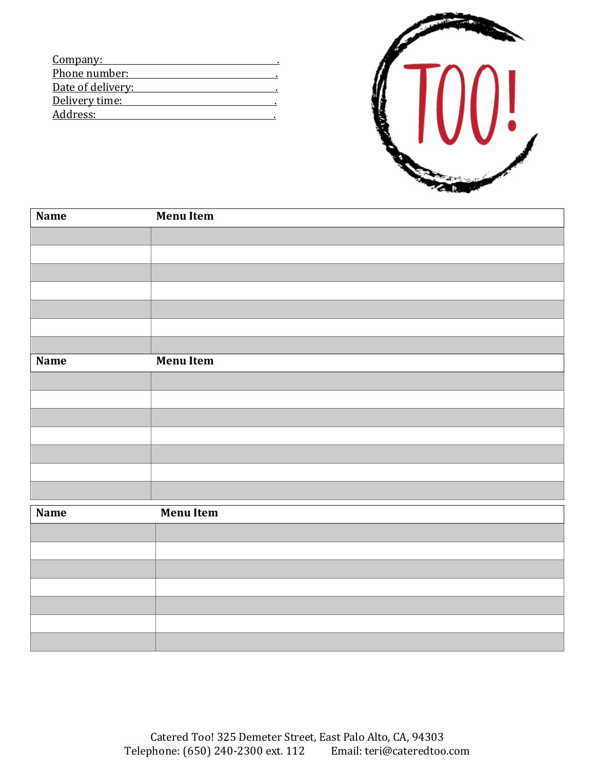Company: ______________________________.
Phone number: __________________________.
Date of delivery: ________________________.
Delivery time: __________________________.
Address: ______________________________.

TOO!

| Name | Menu Item |
|---|---|
| | |
| | |
| | |
| | |
| | |
| | |
| | |

| Name | Menu Item |
|---|---|
| | |
| | |
| | |
| | |
| | |
| | |
| | |

| Name | Menu Item |
|---|---|
| | |
| | |
| | |
| | |
| | |
| | |
| | |

Catered Too! 325 Demeter Street, East Palo Alto, CA, 94303
Telephone: (650) 240-2300 ext. 112 Email: teri@cateredtoo.com